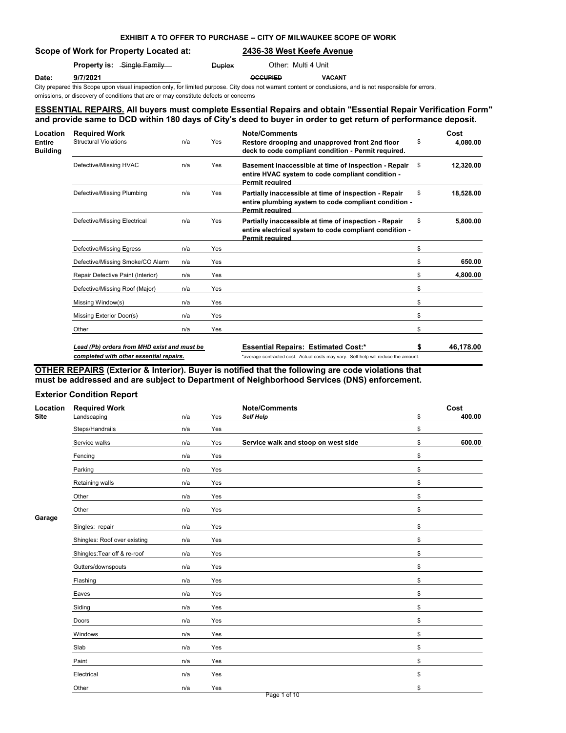**EXHIBIT A TO OFFER TO PURCHASE -- CITY OF MILWAUKEE SCOPE OF WORK**

**Scope of Work for Property Located at:** **2436-38 West Keefe Avenue**

**Property is:** ~~Single Family~~ ~~Duplex~~ Other: Multi 4 Unit

**Date:** **9/7/2021** ~~OCCUPIED~~ **VACANT**

City prepared this Scope upon visual inspection only, for limited purpose. City does not warrant content or conclusions, and is not responsible for errors, omissions, or discovery of conditions that are or may constitute defects or concerns

## ESSENTIAL REPAIRS. All buyers must complete Essential Repairs and obtain "Essential Repair Verification Form" and provide same to DCD within 180 days of City's deed to buyer in order to get return of performance deposit.

| Location | Required Work | | | Note/Comments | | Cost |
|---|---|---|---|---|---|---|
| **Entire Building** | Structural Violations | n/a | Yes | **Restore drooping and unapproved front 2nd floor deck to code compliant condition - Permit required.** | $ | **4,080.00** |
| | Defective/Missing HVAC | n/a | Yes | **Basement inaccessible at time of inspection - Repair entire HVAC system to code compliant condition - Permit required** | $ | **12,320.00** |
| | Defective/Missing Plumbing | n/a | Yes | **Partially inaccessible at time of inspection - Repair entire plumbing system to code compliant condition - Permit required** | $ | **18,528.00** |
| | Defective/Missing Electrical | n/a | Yes | **Partially inaccessible at time of inspection - Repair entire electrical system to code compliant condition - Permit required** | $ | **5,800.00** |
| | Defective/Missing Egress | n/a | Yes | | $ | |
| | Defective/Missing Smoke/CO Alarm | n/a | Yes | | $ | **650.00** |
| | Repair Defective Paint (Interior) | n/a | Yes | | $ | **4,800.00** |
| | Defective/Missing Roof (Major) | n/a | Yes | | $ | |
| | Missing Window(s) | n/a | Yes | | $ | |
| | Missing Exterior Door(s) | n/a | Yes | | $ | |
| | Other | n/a | Yes | | $ | |
| | ***Lead (Pb) orders from MHD exist and must be completed with other essential repairs.*** | | | **Essential Repairs: Estimated Cost:*** | **$** | **46,178.00** |

*average contracted cost. Actual costs may vary. Self help will reduce the amount.

## OTHER REPAIRS (Exterior & Interior). Buyer is notified that the following are code violations that must be addressed and are subject to Department of Neighborhood Services (DNS) enforcement.

### Exterior Condition Report

| Location | Required Work | | | Note/Comments | | Cost |
|---|---|---|---|---|---|---|
| **Site** | Landscaping | n/a | Yes | ***Self Help*** | $ | **400.00** |
| | Steps/Handrails | n/a | Yes | | $ | |
| | Service walks | n/a | Yes | **Service walk and stoop on west side** | $ | **600.00** |
| | Fencing | n/a | Yes | | $ | |
| | Parking | n/a | Yes | | $ | |
| | Retaining walls | n/a | Yes | | $ | |
| | Other | n/a | Yes | | $ | |
| | Other | n/a | Yes | | $ | |
| **Garage** | Singles: repair | n/a | Yes | | $ | |
| | Shingles: Roof over existing | n/a | Yes | | $ | |
| | Shingles:Tear off & re-roof | n/a | Yes | | $ | |
| | Gutters/downspouts | n/a | Yes | | $ | |
| | Flashing | n/a | Yes | | $ | |
| | Eaves | n/a | Yes | | $ | |
| | Siding | n/a | Yes | | $ | |
| | Doors | n/a | Yes | | $ | |
| | Windows | n/a | Yes | | $ | |
| | Slab | n/a | Yes | | $ | |
| | Paint | n/a | Yes | | $ | |
| | Electrical | n/a | Yes | | $ | |
| | Other | n/a | Yes | | $ | |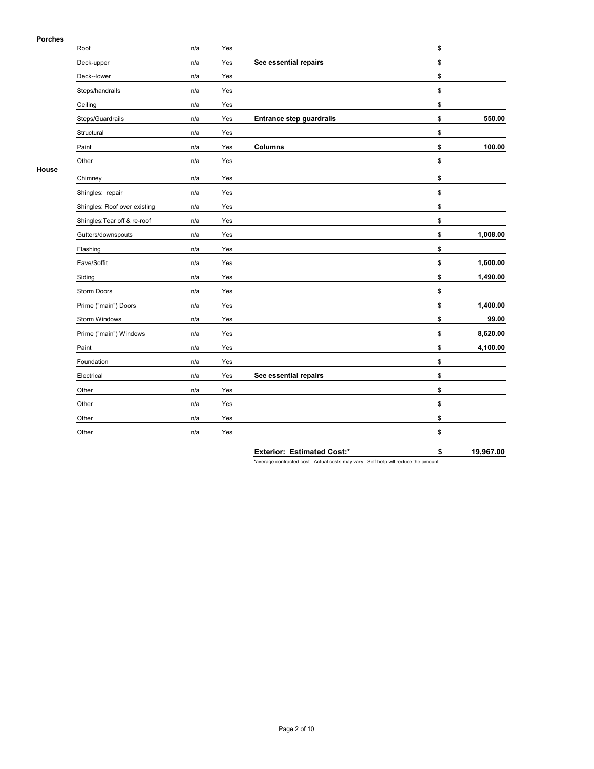| Section | Item | | | Notes | | Cost |
|---|---|---|---|---|---|---|
| **Porches** | Roof | n/a | Yes | | $ | |
| | Deck-upper | n/a | Yes | **See essential repairs** | $ | |
| | Deck--lower | n/a | Yes | | $ | |
| | Steps/handrails | n/a | Yes | | $ | |
| | Ceiling | n/a | Yes | | $ | |
| | Steps/Guardrails | n/a | Yes | **Entrance step guardrails** | $ | **550.00** |
| | Structural | n/a | Yes | | $ | |
| | Paint | n/a | Yes | **Columns** | $ | **100.00** |
| | Other | n/a | Yes | | $ | |
| **House** | Chimney | n/a | Yes | | $ | |
| | Shingles: repair | n/a | Yes | | $ | |
| | Shingles: Roof over existing | n/a | Yes | | $ | |
| | Shingles:Tear off & re-roof | n/a | Yes | | $ | |
| | Gutters/downspouts | n/a | Yes | | $ | **1,008.00** |
| | Flashing | n/a | Yes | | $ | |
| | Eave/Soffit | n/a | Yes | | $ | **1,600.00** |
| | Siding | n/a | Yes | | $ | **1,490.00** |
| | Storm Doors | n/a | Yes | | $ | |
| | Prime ("main") Doors | n/a | Yes | | $ | **1,400.00** |
| | Storm Windows | n/a | Yes | | $ | **99.00** |
| | Prime ("main") Windows | n/a | Yes | | $ | **8,620.00** |
| | Paint | n/a | Yes | | $ | **4,100.00** |
| | Foundation | n/a | Yes | | $ | |
| | Electrical | n/a | Yes | **See essential repairs** | $ | |
| | Other | n/a | Yes | | $ | |
| | Other | n/a | Yes | | $ | |
| | Other | n/a | Yes | | $ | |
| | Other | n/a | Yes | | $ | |
| | | | | **Exterior: Estimated Cost:*** | **$** | **19,967.00** |

*average contracted cost. Actual costs may vary. Self help will reduce the amount.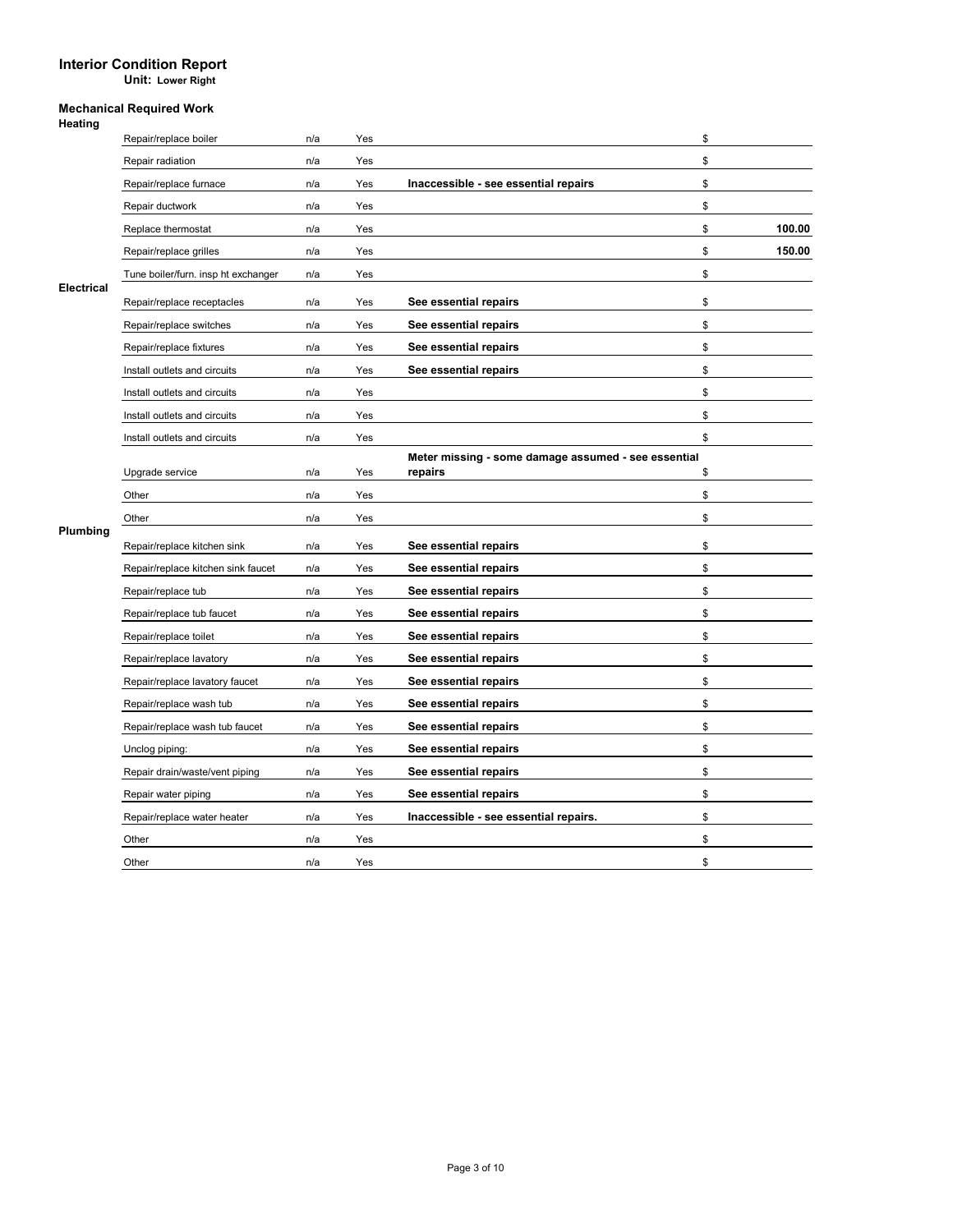# Interior Condition Report

**Unit: Lower Right**

## Mechanical Required Work

### Heating

| Item | | | Notes | Cost |
|---|---|---|---|---|
| Repair/replace boiler | n/a | Yes | | $ |
| Repair radiation | n/a | Yes | | $ |
| Repair/replace furnace | n/a | Yes | **Inaccessible - see essential repairs** | $ |
| Repair ductwork | n/a | Yes | | $ |
| Replace thermostat | n/a | Yes | | $ **100.00** |
| Repair/replace grilles | n/a | Yes | | $ **150.00** |
| Tune boiler/furn. insp ht exchanger | n/a | Yes | | $ |

### Electrical

| Item | | | Notes | Cost |
|---|---|---|---|---|
| Repair/replace receptacles | n/a | Yes | **See essential repairs** | $ |
| Repair/replace switches | n/a | Yes | **See essential repairs** | $ |
| Repair/replace fixtures | n/a | Yes | **See essential repairs** | $ |
| Install outlets and circuits | n/a | Yes | **See essential repairs** | $ |
| Install outlets and circuits | n/a | Yes | | $ |
| Install outlets and circuits | n/a | Yes | | $ |
| Install outlets and circuits | n/a | Yes | | $ |
| Upgrade service | n/a | Yes | **Meter missing - some damage assumed - see essential repairs** | $ |
| Other | n/a | Yes | | $ |
| Other | n/a | Yes | | $ |

### Plumbing

| Item | | | Notes | Cost |
|---|---|---|---|---|
| Repair/replace kitchen sink | n/a | Yes | **See essential repairs** | $ |
| Repair/replace kitchen sink faucet | n/a | Yes | **See essential repairs** | $ |
| Repair/replace tub | n/a | Yes | **See essential repairs** | $ |
| Repair/replace tub faucet | n/a | Yes | **See essential repairs** | $ |
| Repair/replace toilet | n/a | Yes | **See essential repairs** | $ |
| Repair/replace lavatory | n/a | Yes | **See essential repairs** | $ |
| Repair/replace lavatory faucet | n/a | Yes | **See essential repairs** | $ |
| Repair/replace wash tub | n/a | Yes | **See essential repairs** | $ |
| Repair/replace wash tub faucet | n/a | Yes | **See essential repairs** | $ |
| Unclog piping: | n/a | Yes | **See essential repairs** | $ |
| Repair drain/waste/vent piping | n/a | Yes | **See essential repairs** | $ |
| Repair water piping | n/a | Yes | **See essential repairs** | $ |
| Repair/replace water heater | n/a | Yes | **Inaccessible - see essential repairs.** | $ |
| Other | n/a | Yes | | $ |
| Other | n/a | Yes | | $ |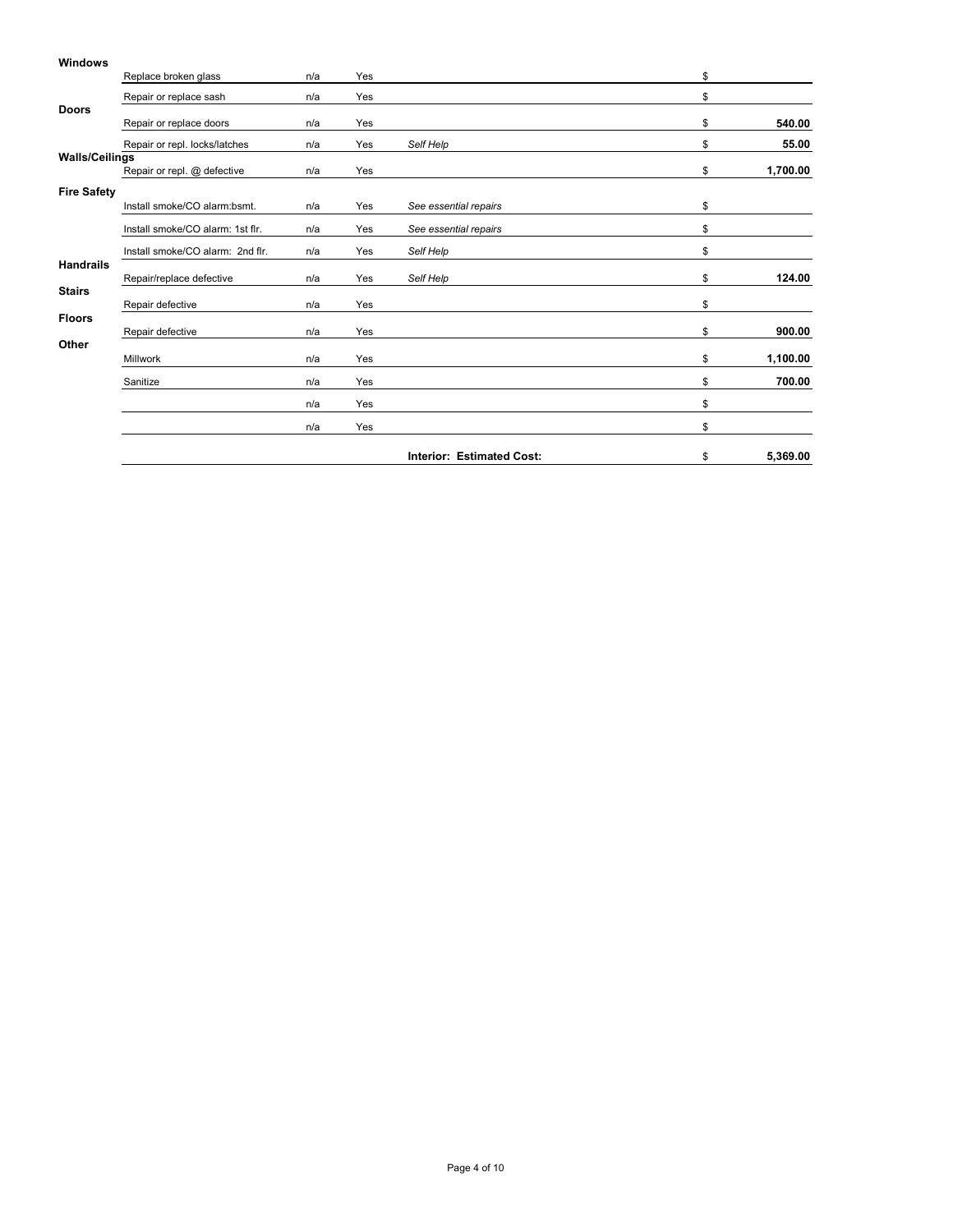| Category | Item | | | Notes | | Cost |
|---|---|---|---|---|---|---|
| **Windows** | Replace broken glass | n/a | Yes | | $ | |
| | Repair or replace sash | n/a | Yes | | $ | |
| **Doors** | Repair or replace doors | n/a | Yes | | $ | **540.00** |
| | Repair or repl. locks/latches | n/a | Yes | *Self Help* | $ | **55.00** |
| **Walls/Ceilings** | Repair or repl. @ defective | n/a | Yes | | $ | **1,700.00** |
| **Fire Safety** | Install smoke/CO alarm:bsmt. | n/a | Yes | *See essential repairs* | $ | |
| | Install smoke/CO alarm: 1st flr. | n/a | Yes | *See essential repairs* | $ | |
| | Install smoke/CO alarm: 2nd flr. | n/a | Yes | *Self Help* | $ | |
| **Handrails** | Repair/replace defective | n/a | Yes | *Self Help* | $ | **124.00** |
| **Stairs** | Repair defective | n/a | Yes | | $ | |
| **Floors** | Repair defective | n/a | Yes | | $ | **900.00** |
| **Other** | Millwork | n/a | Yes | | $ | **1,100.00** |
| | Sanitize | n/a | Yes | | $ | **700.00** |
| | | n/a | Yes | | $ | |
| | | n/a | Yes | | $ | |
| | | | | **Interior: Estimated Cost:** | $ | **5,369.00** |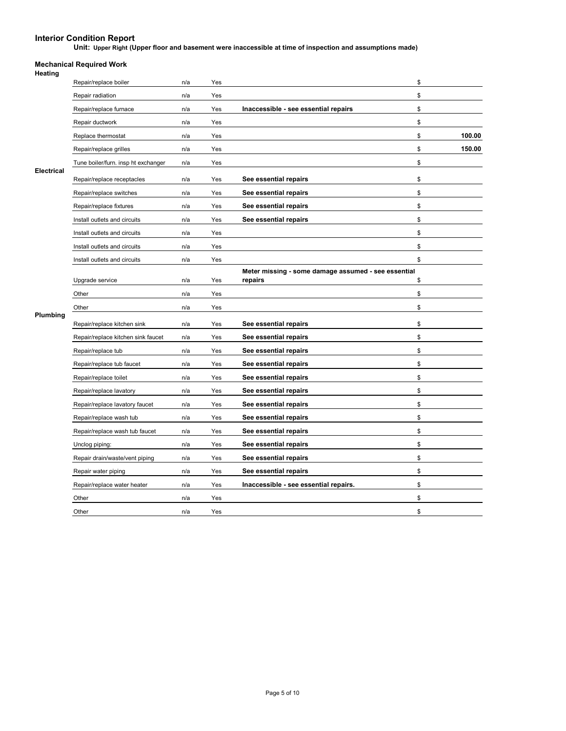# Interior Condition Report

**Unit: Upper Right (Upper floor and basement were inaccessible at time of inspection and assumptions made)**

## Mechanical Required Work

| Category | Item | | | Notes | Cost |
|---|---|---|---|---|---|
| **Heating** | Repair/replace boiler | n/a | Yes | | $ |
| | Repair radiation | n/a | Yes | | $ |
| | Repair/replace furnace | n/a | Yes | **Inaccessible - see essential repairs** | $ |
| | Repair ductwork | n/a | Yes | | $ |
| | Replace thermostat | n/a | Yes | | $ **100.00** |
| | Repair/replace grilles | n/a | Yes | | $ **150.00** |
| | Tune boiler/furn. insp ht exchanger | n/a | Yes | | $ |
| **Electrical** | Repair/replace receptacles | n/a | Yes | **See essential repairs** | $ |
| | Repair/replace switches | n/a | Yes | **See essential repairs** | $ |
| | Repair/replace fixtures | n/a | Yes | **See essential repairs** | $ |
| | Install outlets and circuits | n/a | Yes | **See essential repairs** | $ |
| | Install outlets and circuits | n/a | Yes | | $ |
| | Install outlets and circuits | n/a | Yes | | $ |
| | Install outlets and circuits | n/a | Yes | | $ |
| | Upgrade service | n/a | Yes | **Meter missing - some damage assumed - see essential repairs** | $ |
| | Other | n/a | Yes | | $ |
| | Other | n/a | Yes | | $ |
| **Plumbing** | Repair/replace kitchen sink | n/a | Yes | **See essential repairs** | $ |
| | Repair/replace kitchen sink faucet | n/a | Yes | **See essential repairs** | $ |
| | Repair/replace tub | n/a | Yes | **See essential repairs** | $ |
| | Repair/replace tub faucet | n/a | Yes | **See essential repairs** | $ |
| | Repair/replace toilet | n/a | Yes | **See essential repairs** | $ |
| | Repair/replace lavatory | n/a | Yes | **See essential repairs** | $ |
| | Repair/replace lavatory faucet | n/a | Yes | **See essential repairs** | $ |
| | Repair/replace wash tub | n/a | Yes | **See essential repairs** | $ |
| | Repair/replace wash tub faucet | n/a | Yes | **See essential repairs** | $ |
| | Unclog piping: | n/a | Yes | **See essential repairs** | $ |
| | Repair drain/waste/vent piping | n/a | Yes | **See essential repairs** | $ |
| | Repair water piping | n/a | Yes | **See essential repairs** | $ |
| | Repair/replace water heater | n/a | Yes | **Inaccessible - see essential repairs.** | $ |
| | Other | n/a | Yes | | $ |
| | Other | n/a | Yes | | $ |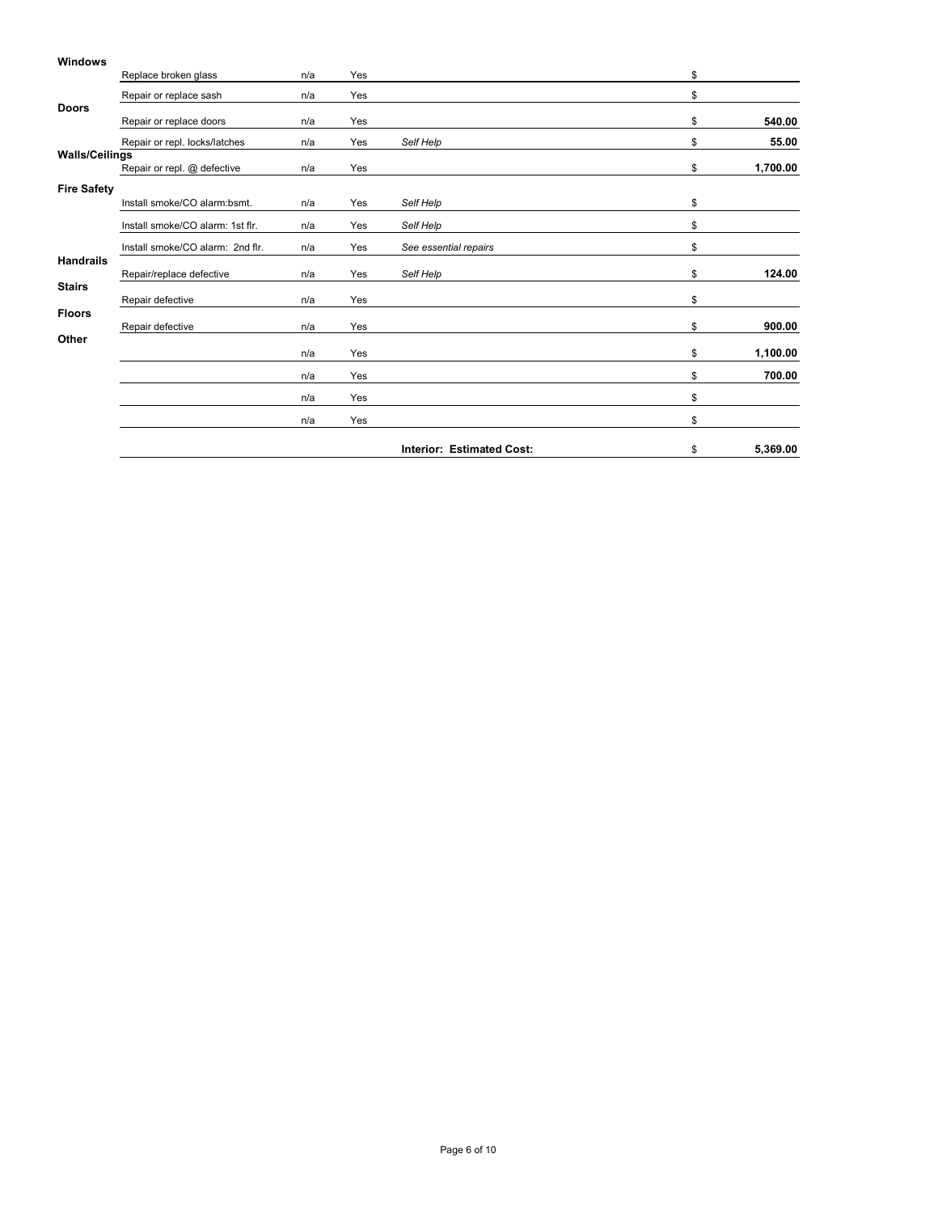| | | | | | |
|---|---|---|---|---|---|
| **Windows** | | | | | |
| | Replace broken glass | n/a | Yes | | $ |
| | Repair or replace sash | n/a | Yes | | $ |
| **Doors** | | | | | |
| | Repair or replace doors | n/a | Yes | | $ **540.00** |
| | Repair or repl. locks/latches | n/a | Yes | *Self Help* | $ **55.00** |
| **Walls/Ceilings** | | | | | |
| | Repair or repl. @ defective | n/a | Yes | | $ **1,700.00** |
| **Fire Safety** | | | | | |
| | Install smoke/CO alarm:bsmt. | n/a | Yes | *Self Help* | $ |
| | Install smoke/CO alarm: 1st flr. | n/a | Yes | *Self Help* | $ |
| | Install smoke/CO alarm: 2nd flr. | n/a | Yes | *See essential repairs* | $ |
| **Handrails** | | | | | |
| | Repair/replace defective | n/a | Yes | *Self Help* | $ **124.00** |
| **Stairs** | | | | | |
| | Repair defective | n/a | Yes | | $ |
| **Floors** | | | | | |
| | Repair defective | n/a | Yes | | $ **900.00** |
| **Other** | | | | | |
| | | n/a | Yes | | $ **1,100.00** |
| | | n/a | Yes | | $ **700.00** |
| | | n/a | Yes | | $ |
| | | n/a | Yes | | $ |
| | | | | **Interior: Estimated Cost:** | $ **5,369.00** |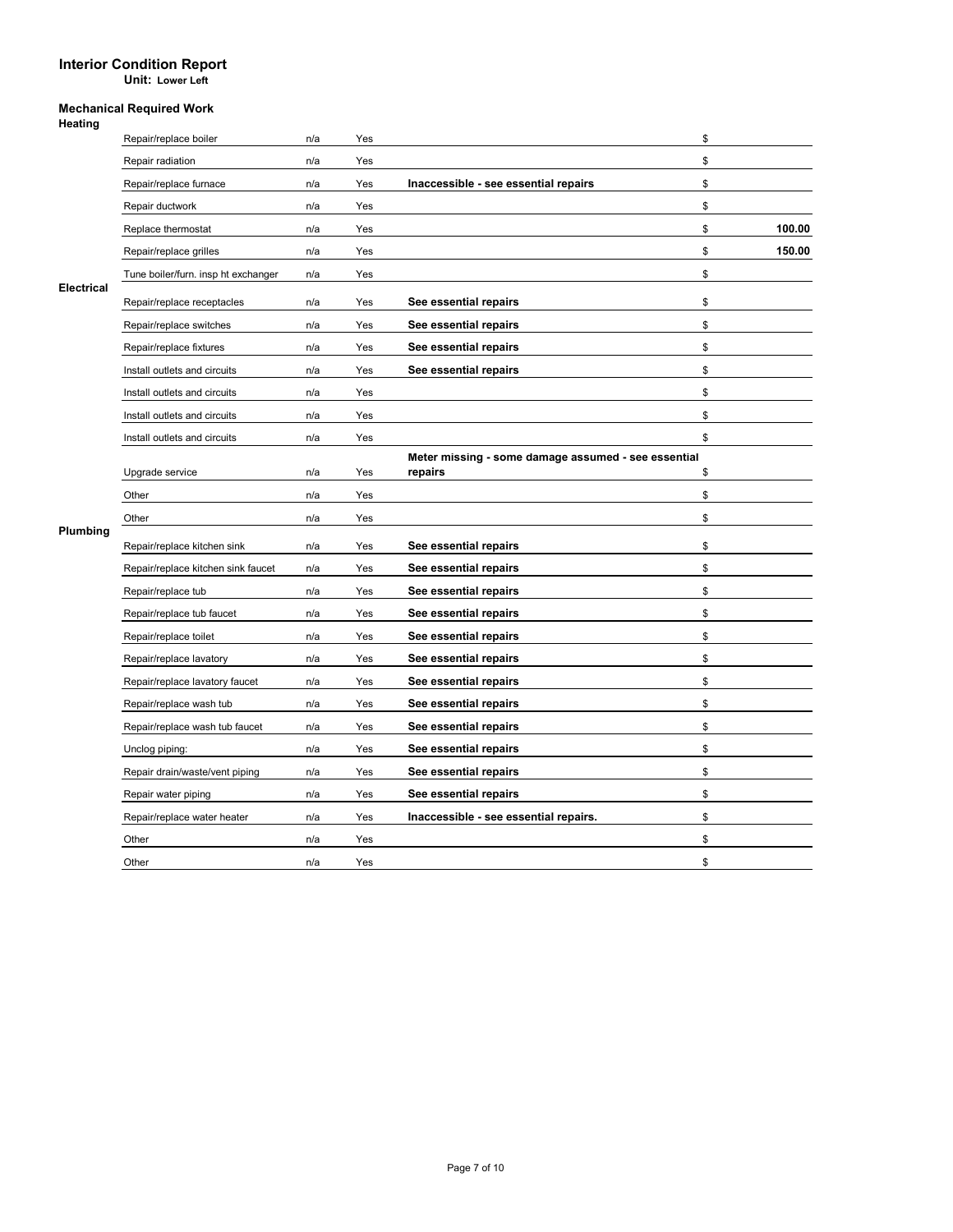# Interior Condition Report

**Unit: Lower Left**

## Mechanical Required Work

### Heating

| Item | | | Notes | Cost |
|---|---|---|---|---|
| Repair/replace boiler | n/a | Yes | | $ |
| Repair radiation | n/a | Yes | | $ |
| Repair/replace furnace | n/a | Yes | **Inaccessible - see essential repairs** | $ |
| Repair ductwork | n/a | Yes | | $ |
| Replace thermostat | n/a | Yes | | $ **100.00** |
| Repair/replace grilles | n/a | Yes | | $ **150.00** |
| Tune boiler/furn. insp ht exchanger | n/a | Yes | | $ |

### Electrical

| Item | | | Notes | Cost |
|---|---|---|---|---|
| Repair/replace receptacles | n/a | Yes | **See essential repairs** | $ |
| Repair/replace switches | n/a | Yes | **See essential repairs** | $ |
| Repair/replace fixtures | n/a | Yes | **See essential repairs** | $ |
| Install outlets and circuits | n/a | Yes | **See essential repairs** | $ |
| Install outlets and circuits | n/a | Yes | | $ |
| Install outlets and circuits | n/a | Yes | | $ |
| Install outlets and circuits | n/a | Yes | | $ |
| Upgrade service | n/a | Yes | **Meter missing - some damage assumed - see essential repairs** | $ |
| Other | n/a | Yes | | $ |
| Other | n/a | Yes | | $ |

### Plumbing

| Item | | | Notes | Cost |
|---|---|---|---|---|
| Repair/replace kitchen sink | n/a | Yes | **See essential repairs** | $ |
| Repair/replace kitchen sink faucet | n/a | Yes | **See essential repairs** | $ |
| Repair/replace tub | n/a | Yes | **See essential repairs** | $ |
| Repair/replace tub faucet | n/a | Yes | **See essential repairs** | $ |
| Repair/replace toilet | n/a | Yes | **See essential repairs** | $ |
| Repair/replace lavatory | n/a | Yes | **See essential repairs** | $ |
| Repair/replace lavatory faucet | n/a | Yes | **See essential repairs** | $ |
| Repair/replace wash tub | n/a | Yes | **See essential repairs** | $ |
| Repair/replace wash tub faucet | n/a | Yes | **See essential repairs** | $ |
| Unclog piping: | n/a | Yes | **See essential repairs** | $ |
| Repair drain/waste/vent piping | n/a | Yes | **See essential repairs** | $ |
| Repair water piping | n/a | Yes | **See essential repairs** | $ |
| Repair/replace water heater | n/a | Yes | **Inaccessible - see essential repairs.** | $ |
| Other | n/a | Yes | | $ |
| Other | n/a | Yes | | $ |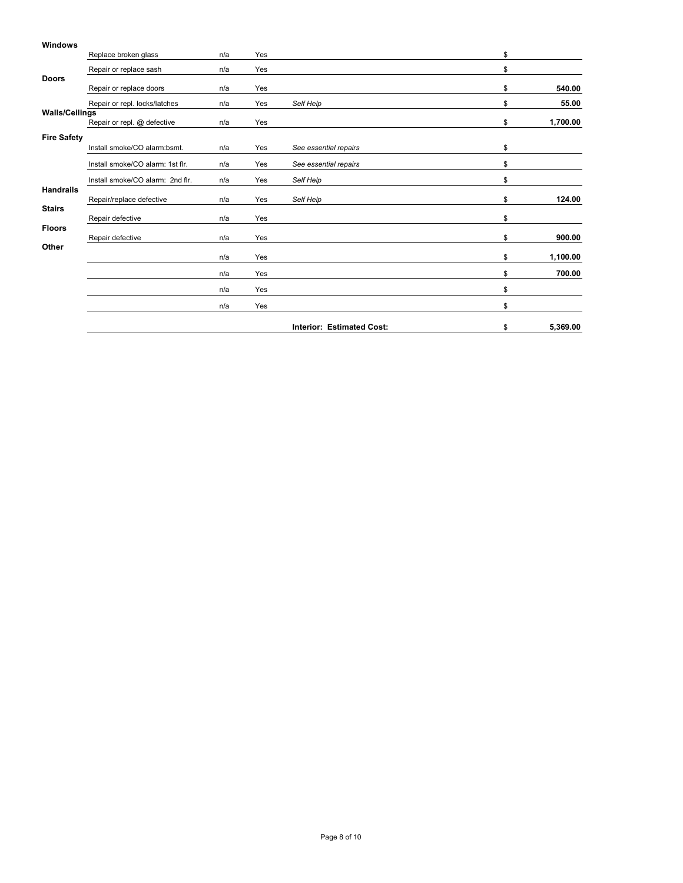| Category | Item | | | Notes | | Cost |
|---|---|---|---|---|---|---|
| **Windows** | | | | | | |
| | Replace broken glass | n/a | Yes | | $ | |
| | Repair or replace sash | n/a | Yes | | $ | |
| **Doors** | | | | | | |
| | Repair or replace doors | n/a | Yes | | $ | **540.00** |
| | Repair or repl. locks/latches | n/a | Yes | *Self Help* | $ | **55.00** |
| **Walls/Ceilings** | | | | | | |
| | Repair or repl. @ defective | n/a | Yes | | $ | **1,700.00** |
| **Fire Safety** | | | | | | |
| | Install smoke/CO alarm:bsmt. | n/a | Yes | *See essential repairs* | $ | |
| | Install smoke/CO alarm: 1st flr. | n/a | Yes | *See essential repairs* | $ | |
| | Install smoke/CO alarm: 2nd flr. | n/a | Yes | *Self Help* | $ | |
| **Handrails** | | | | | | |
| | Repair/replace defective | n/a | Yes | *Self Help* | $ | **124.00** |
| **Stairs** | | | | | | |
| | Repair defective | n/a | Yes | | $ | |
| **Floors** | | | | | | |
| | Repair defective | n/a | Yes | | $ | **900.00** |
| **Other** | | | | | | |
| | | n/a | Yes | | $ | **1,100.00** |
| | | n/a | Yes | | $ | **700.00** |
| | | n/a | Yes | | $ | |
| | | n/a | Yes | | $ | |
| | | | | **Interior: Estimated Cost:** | $ | **5,369.00** |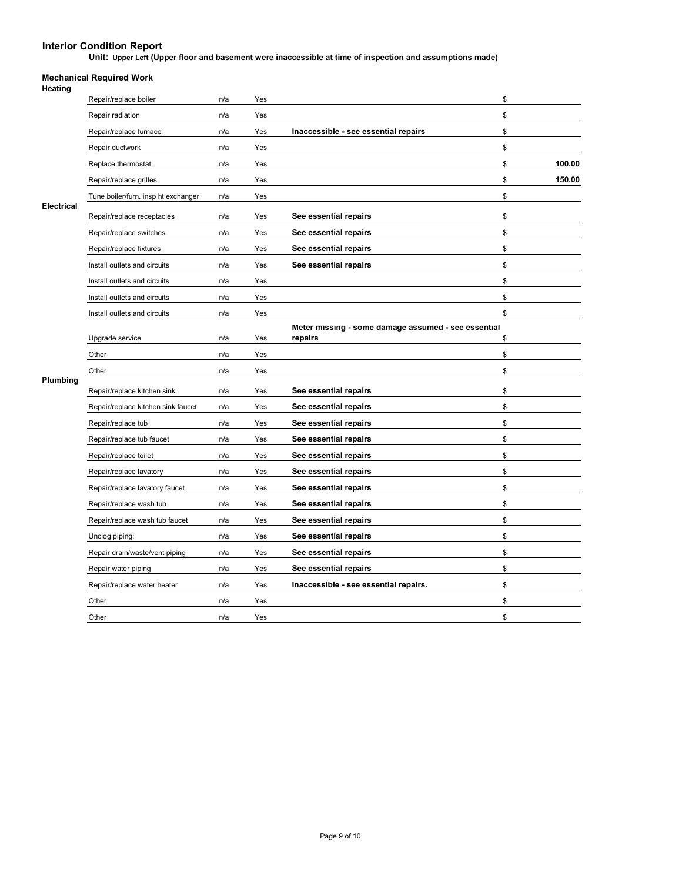## Interior Condition Report

**Unit: Upper Left (Upper floor and basement were inaccessible at time of inspection and assumptions made)**

### Mechanical Required Work

**Heating**

| Item | | | Notes | Cost |
|---|---|---|---|---|
| Repair/replace boiler | n/a | Yes | | $ |
| Repair radiation | n/a | Yes | | $ |
| Repair/replace furnace | n/a | Yes | **Inaccessible - see essential repairs** | $ |
| Repair ductwork | n/a | Yes | | $ |
| Replace thermostat | n/a | Yes | | $ **100.00** |
| Repair/replace grilles | n/a | Yes | | $ **150.00** |
| Tune boiler/furn. insp ht exchanger | n/a | Yes | | $ |

**Electrical**

| Item | | | Notes | Cost |
|---|---|---|---|---|
| Repair/replace receptacles | n/a | Yes | **See essential repairs** | $ |
| Repair/replace switches | n/a | Yes | **See essential repairs** | $ |
| Repair/replace fixtures | n/a | Yes | **See essential repairs** | $ |
| Install outlets and circuits | n/a | Yes | **See essential repairs** | $ |
| Install outlets and circuits | n/a | Yes | | $ |
| Install outlets and circuits | n/a | Yes | | $ |
| Install outlets and circuits | n/a | Yes | | $ |
| Upgrade service | n/a | Yes | **Meter missing - some damage assumed - see essential repairs** | $ |
| Other | n/a | Yes | | $ |
| Other | n/a | Yes | | $ |

**Plumbing**

| Item | | | Notes | Cost |
|---|---|---|---|---|
| Repair/replace kitchen sink | n/a | Yes | **See essential repairs** | $ |
| Repair/replace kitchen sink faucet | n/a | Yes | **See essential repairs** | $ |
| Repair/replace tub | n/a | Yes | **See essential repairs** | $ |
| Repair/replace tub faucet | n/a | Yes | **See essential repairs** | $ |
| Repair/replace toilet | n/a | Yes | **See essential repairs** | $ |
| Repair/replace lavatory | n/a | Yes | **See essential repairs** | $ |
| Repair/replace lavatory faucet | n/a | Yes | **See essential repairs** | $ |
| Repair/replace wash tub | n/a | Yes | **See essential repairs** | $ |
| Repair/replace wash tub faucet | n/a | Yes | **See essential repairs** | $ |
| Unclog piping: | n/a | Yes | **See essential repairs** | $ |
| Repair drain/waste/vent piping | n/a | Yes | **See essential repairs** | $ |
| Repair water piping | n/a | Yes | **See essential repairs** | $ |
| Repair/replace water heater | n/a | Yes | **Inaccessible - see essential repairs.** | $ |
| Other | n/a | Yes | | $ |
| Other | n/a | Yes | | $ |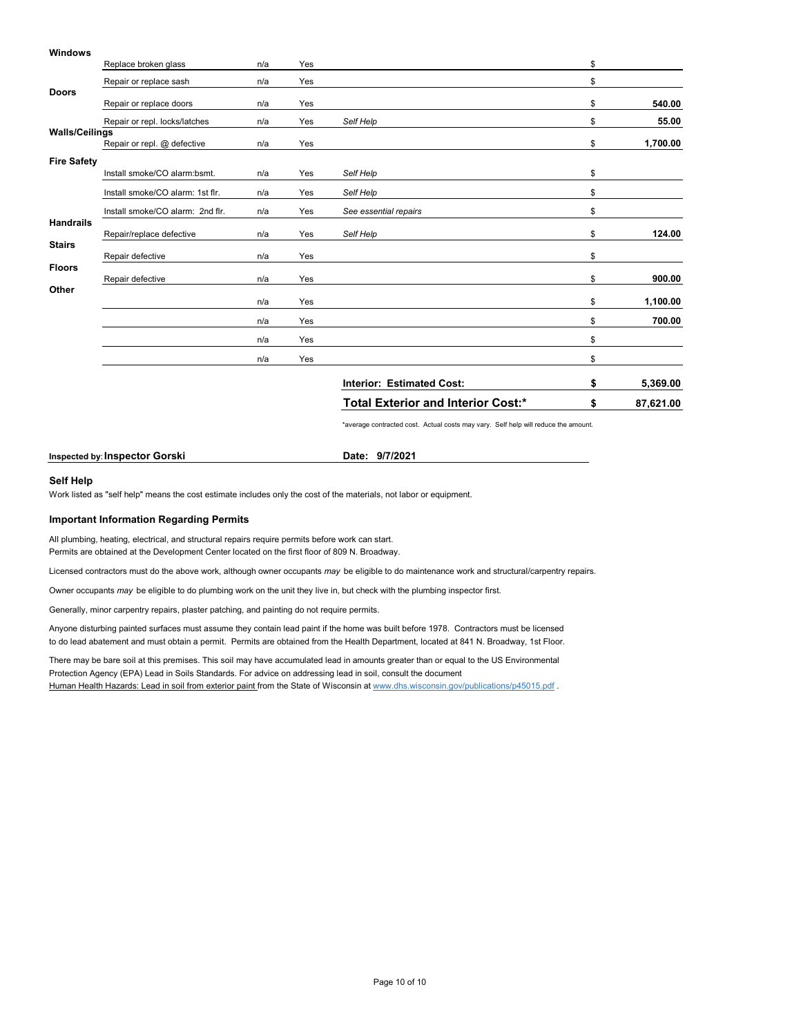| | | | | | | |
|---|---|---|---|---|---|---|
| **Windows** | Replace broken glass | n/a | Yes | | $ | |
| | Repair or replace sash | n/a | Yes | | $ | |
| **Doors** | Repair or replace doors | n/a | Yes | | $ | **540.00** |
| | Repair or repl. locks/latches | n/a | Yes | *Self Help* | $ | **55.00** |
| **Walls/Ceilings** | Repair or repl. @ defective | n/a | Yes | | $ | **1,700.00** |
| **Fire Safety** | Install smoke/CO alarm:bsmt. | n/a | Yes | *Self Help* | $ | |
| | Install smoke/CO alarm: 1st flr. | n/a | Yes | *Self Help* | $ | |
| | Install smoke/CO alarm: 2nd flr. | n/a | Yes | *See essential repairs* | $ | |
| **Handrails** | Repair/replace defective | n/a | Yes | *Self Help* | $ | **124.00** |
| **Stairs** | Repair defective | n/a | Yes | | $ | |
| **Floors** | Repair defective | n/a | Yes | | $ | **900.00** |
| **Other** | | n/a | Yes | | $ | **1,100.00** |
| | | n/a | Yes | | $ | **700.00** |
| | | n/a | Yes | | $ | |
| | | n/a | Yes | | $ | |
| | | | | **Interior: Estimated Cost:** | **$** | **5,369.00** |
| | | | | **Total Exterior and Interior Cost:*** | **$** | **87,621.00** |

*average contracted cost. Actual costs may vary. Self help will reduce the amount.

**Inspected by: Inspector Gorski** **Date: 9/7/2021**

### Self Help

Work listed as "self help" means the cost estimate includes only the cost of the materials, not labor or equipment.

### Important Information Regarding Permits

All plumbing, heating, electrical, and structural repairs require permits before work can start.
Permits are obtained at the Development Center located on the first floor of 809 N. Broadway.

Licensed contractors must do the above work, although owner occupants *may* be eligible to do maintenance work and structural/carpentry repairs.

Owner occupants *may* be eligible to do plumbing work on the unit they live in, but check with the plumbing inspector first.

Generally, minor carpentry repairs, plaster patching, and painting do not require permits.

Anyone disturbing painted surfaces must assume they contain lead paint if the home was built before 1978. Contractors must be licensed to do lead abatement and must obtain a permit. Permits are obtained from the Health Department, located at 841 N. Broadway, 1st Floor.

There may be bare soil at this premises. This soil may have accumulated lead in amounts greater than or equal to the US Environmental Protection Agency (EPA) Lead in Soils Standards. For advice on addressing lead in soil, consult the document Human Health Hazards: Lead in soil from exterior paint from the State of Wisconsin at www.dhs.wisconsin.gov/publications/p45015.pdf .